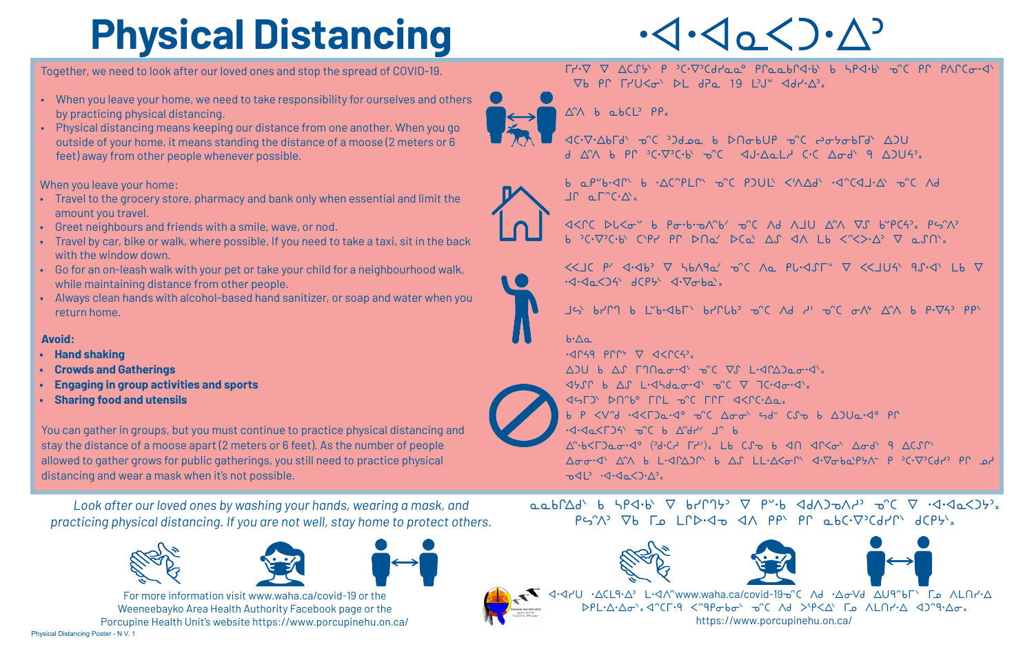# Physical Distancing

# ᐧᐊᐧᐊᓇᐸᑐᐧᐃᐣ

Together, we need to look after our loved ones and stop the spread of COVID-19.

- When you leave your home, we need to take responsibility for ourselves and others by practicing physical distancing.
- Physical distancing means keeping our distance from one another. When you go outside of your home, it means standing the distance of a moose (2 meters or 6 feet) away from other people whenever possible.

When you leave your home:

- Travel to the grocery store, pharmacy and bank only when essential and limit the amount you travel.
- Greet neighbours and friends with a smile, wave, or nod.
- Travel by car, bike or walk, where possible. If you need to take a taxi, sit in the back with the window down.
- Go for an on-leash walk with your pet or take your child for a neighbourhood walk, while maintaining distance from other people.
- Always clean hands with alcohol-based hand sanitizer, or soap and water when you return home.

**Avoid:**

- **Hand shaking**
- **Crowds and Gatherings**
- **Engaging in group activities and sports**
- **Sharing food and utensils**

You can gather in groups, but you must continue to practice physical distancing and stay the distance of a moose apart (2 meters or 6 feet). As the number of people allowed to gather grows for public gatherings, you still need to practice physical distancing and wear a mask when it's not possible.

ᒥᓯᐧᐁ ᐁ ᐃᑕᔑᕽ ᑭ ᐣᑕᐧᐁᐣᑕᑕᓯᓇᓇᐤ ᑭᒋᓇᓇᑲᒋᐊᐧᐃᐧᑲᐣ ᑲ ᓴᑭᐊᐧᐃᐧᑲᐣ ᓂᐢᑕ ᑭᒋ ᑭᐱᒋᑕᓂᐧᐊᐣ ᐁᐧᑲ ᑭᒋ ᒥᓯᑌᐸᓂᐤ ᐅᒪ ᑯᒋᓇ 19 ᒪᑐᐤ ᐊᐧᑯᓯᐧᐃᐣ᙮

ᐃᐢᐱ ᑲ ᓇᑲᑕᒪᐣ ᑭᑭ᙮

ᐊᑕᐧᐁᐧᐃᑲᒥᑯᕽ ᓂᐢᑕ ᐣᑐᑯᓇᐤ ᑲ ᐅᑎᓂᑲᐅᐱᑕ ᓂᐢᑕ ᓂᐧᓂᐢᓂᑲᒥᑯᕽ ᐃᑐᑌ ᑯ ᐃᐢᐱ ᑲ ᑭᒋ ᐣᑕᐧᐁᐣᑕᐧᑲᐣ ᓂᐢᑕ ᐊᒍᐧᐃᓇᒪᓯ ᑕᑕ ᐃᓂᓂᐤ ᑫ ᐃᑐᑭᔦᐤ᙮

ᑲ ᓇᑭᐡᑲᐧᐊᑭᐣ ᑲ ᐧᐃᑕᐢᑭᒪᑭᐣ ᓂᐢᑕ ᑭᑐᒪᑯᐣ ᐸᐢᐱᐃᐧᑯᐣ ᐧᐊᐢᑕᐊᒧᐧᐃᐧᐃᐣ ᓂᐢᑕ ᐱᑯ ᒧᑭ ᓇᒥᐢᑕᐧᐃᐣ᙮

ᐊᐸᒋᑕ ᐅᒐᐸᓂᐤ ᑲ ᑭᓂᑲᐧᐃᓂᐸᐠ ᓂᐢᑕ ᐱᑯ ᐱᒧᑌ ᐃᐢᐱ ᐁᐢ ᑲᐤᑭᑕᔦᐤ᙮ ᑭᓴᐢᐱᐣ ᑲ ᐣᑕᐧᐁᐣᑕᐧᑲᐣ ᑕᐢᐱᒋ ᑭᒋ ᐅᑎᓂᐟ ᐅᑕᓇᐣ ᐃᔑ ᐊᐱ ᒪᑲ ᐸᐢᑲᐧᐃᐣ ᐁ ᓇᔑᑎᐣ᙮

ᐸᐸᒧᑕ ᑭᐟ ᐊᐧᐊᑲᐣ ᐁ ᓴᑲᐱᑫᓂᐟ ᓂᐢᑕ ᐱᒪ ᑭᒪᐧᐊᔑᒥᐤ ᐁ ᐸᐸᒧᑌᔦᐣ ᑫᔑᐧᐊᐣ ᒪᑲ ᐁ ᐧᐊᐧᐊᓇᐸᑐᔦᐣ ᑯᒋᐢᔦᐣ ᐊᐧᐁᓂᑲᓇᐠ᙮

ᒧᔕ ᑲᓯᒋᑫ ᑲ ᒪᐦᑲᐧᐊᐱᒥᐣ ᑲᓯᒋᒪᑲᐣ ᓂᐢᑕ ᐱᑯ ᓯᐤ ᓂᐢᑕ ᓂᐱᐦ ᐃᐢᐱ ᑲ ᑭᐧᐁᔦᐣ ᑭᑭᐣ᙮

ᑲᐧᐃᓇ
ᐧᐊᒋᔦᑫ ᑭᒋᒋᐤ ᐁ ᐊᐸᒋᒋᔦᐣ᙮
ᐃᑐᑌ ᑲ ᐊᔑ ᒥᑯᑎᓇᓂᐧᐊᐣ ᓂᐢᑕ ᐁᔑ ᒪᐧᐊᒋᐦᑐᓇᓂᐧᐊᐣ᙮
ᐊᔭᔑᐣ ᑲ ᐊᔑ ᒪᐧᐊᓴᑯᓇᓂᐧᐊᐣ ᓂᐢᑕ ᐁ ᒣᒋᐧᐊᓂᐧᐊᐣ᙮
ᐊᓴᒥᑐᐣ ᐅᑎᑲᐤ ᒥᒥᓚ ᓂᐢᑕ ᒥᒥᒥ ᐊᐸᒋᑕᐧᐃᓇ᙮
ᑲ ᑭ ᐸᐧᐊᐢᑯ ᐧᐊᐸᒥᑐᓇᐧᐃᐤ ᓂᐢᑕ ᐃᓂᓂᐤ ᓴᑯᐣ ᑕᔑᓂ ᑲ ᐃᑐᑐᓇᐧᐃᐤ ᑭᒋ ᐧᐊᐧᐊᓇᐸᒥᑐᔦᐠ ᓂᐢᑕ ᑲ ᐃᐢᑯᔑᐟ ᒧᐢ ᑲ ᐊᐢᑲᐧᐸᒥᑐᓇᐧᐃᐤ (ᐣᑯᑕᔑ ᒥᔑᐟ)᙮ ᒪᑲ ᑕᔑᓂ ᑲ ᐊᑎ ᐊᐱᑭᓂᐤ ᐃᓂᓂᐤ ᑫ ᐃᑕᔑᐣ ᐃᓂᓂᐧᐊᐣ ᐃᐢᐱ ᑲ ᒪᐧᐊᒋᐦᑐᒋᐠ ᑲ ᐃᔑ ᒪᒪᐧᐃᐸᓂᐠ ᐊᐧᐁᓂᑲᓇᐦᑭᔕᐱ ᑭ ᐣᑕᐧᐁᐣᑕᒥᐣ ᑭᒋ ᓂᔑ ᓂᐊᒪᐤ ᐧᐊᐧᐊᓇᐸᑐᐧᐃᐣ᙮

*Look after our loved ones by washing your hands, wearing a mask, and practicing physical distancing. If you are not well, stay home to protect others.*

ᓇᓇᑲᒋᐃᐧᑯᐠ ᑲ ᓴᑭᐊᐧᐃᐧᑲᐣ ᐁ ᑲᓯᒋᑫᔦᐣ ᐁ ᑭᐦᑯᐧᐊ ᐊᑯᐱᑐᓂᐱᓱᐣ ᓂᐢᑕ ᐁ ᐧᐊᐧᐊᓇᐸᑐᔦᐣ᙮ ᑭᓴᐢᐱᐣ ᐁᐧᑲ ᒥᓄ ᒪᒋᐅᐦᐸᓂᐤ ᐊᐱ ᑭᑭᐣ ᑭᒋ ᓇᑲᑕᐧᐁᐣᑕᒪᑭᐣ ᑯᒋᐢᔦᐠ᙮

For more information visit www.waha.ca/covid-19 or the Weeneebayko Area Health Authority Facebook page or the Porcupine Health Unit's website https://www.porcupinehu.on.ca/

ᐊᐧᐊᓯᑌ ᐧᐃᑕᒪᑫᐧᐃᐣ ᒪᐧᐊᐢᐱ www.waha.ca/covid-19ᓂᐢᑕ ᐱᑯ ᐧᐃᓂᐧᐁᐧᑯ ᐃᑌᑫᐢᑲᒥᑯᕽ ᒥᓇ ᐱᒪᑎᓯᐧᐃᐣ ᐅᐸᒪᐧᐃᐧᐃᓂᐤ᙮ ᐊᐢᑕᒥᑫ ᐸᐢᑫᐱᑲᓂᑲᐣ ᓂᐢᑕ ᐱᑯ ᐳᕽᐱᐸᐧᐃᐤ ᒥᓇ ᐱᒪᑎᓯᐧᐃᐣ ᐊᑐᐢᑫᐧᐃᓂᐤ᙮ https://www.porcupinehu.on.ca/

Physical Distancing Poster - N V. 1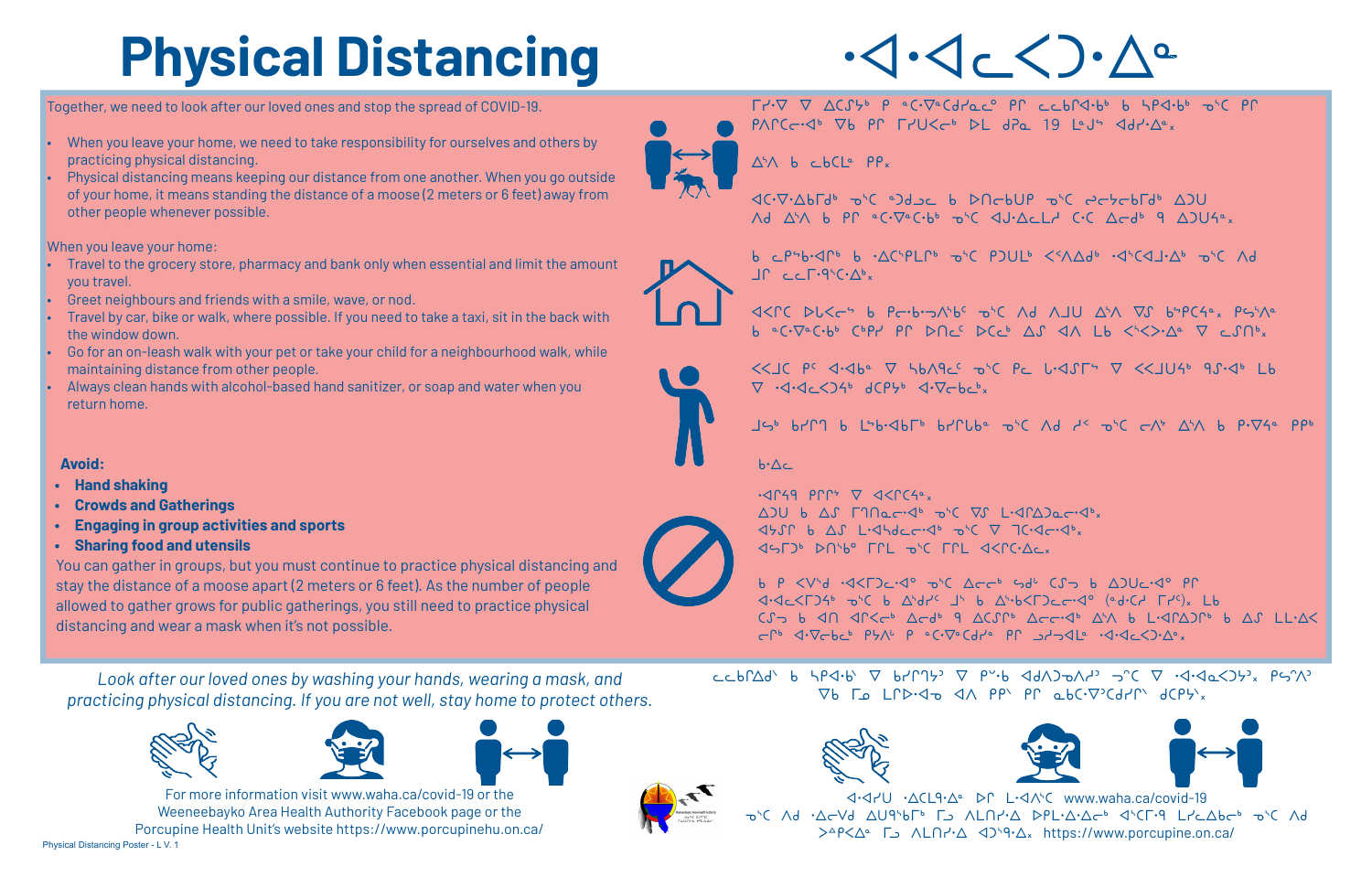# Physical Distancing

# ᐧᐊᐧᐊᓚᐸᑐᐧᐃᓐ

Together, we need to look after our loved ones and stop the spread of COVID-19.

- When you leave your home, we need to take responsibility for ourselves and others by practicing physical distancing.
- Physical distancing means keeping our distance from one another. When you go outside of your home, it means standing the distance of a moose (2 meters or 6 feet) away from other people whenever possible.

When you leave your home:

- Travel to the grocery store, pharmacy and bank only when essential and limit the amount you travel.
- Greet neighbours and friends with a smile, wave, or nod.
- Travel by car, bike or walk, where possible. If you need to take a taxi, sit in the back with the window down.
- Go for an on-leash walk with your pet or take your child for a neighbourhood walk, while maintaining distance from other people.
- Always clean hands with alcohol-based hand sanitizer, or soap and water when you return home.

**Avoid:**

- **Hand shaking**
- **Crowds and Gatherings**
- **Engaging in group activities and sports**
- **Sharing food and utensils**

You can gather in groups, but you must continue to practice physical distancing and stay the distance of a moose apart (2 meters or 6 feet). As the number of people allowed to gather grows for public gatherings, you still need to practice physical distancing and wear a mask when it's not possible.

ᒥᓯᐧᐁ ᐁ ᐃᑕᓭᔮᕽ ᑭ ᓐᑖᐧᐁᓐᑕᑯᓯᓇᓐ ᑭᒋ ᓚᓚᑲᒋᐧᐊᒃ ᑲ ᓴᑭᐊᐧᑲᒃ ᓂᐢᑕ ᑭᒋ ᑭᐱᒋᑕᓂᐊᒃ ᐁᑲ ᑭᒋ ᒥᓯᐅᐸᓂᒃ ᐅᒪ ᑯᐱᓇ 19 ᒪᓐᒍᐢ ᐊᑯᓯᐧᐃᓐ᙮

ᐃᐢᐱ ᑲ ᓚᑲᑕᒪᓐ ᑭᑭ᙮

ᐊᑕᐧᐁᐧᐃᑲᒥᑯᒃ ᓂᐢᑕ ᓐᑐᑲᓂᑲ ᑲ ᐅᑎᓂᑲᐸᑭ ᓂᐢᑕ ᓴᓂᔭᓂᑲᒥᑯᒃ ᐃᑐᑌ ᐱᑯ ᐃᐢᐱ ᑲ ᑭᒋ ᓐᑖᐧᐁᓐᑕᐧᑲᒃ ᓂᐢᑕ ᐊᒍᐧᐃᓚᒪᓯ ᑕᑕ ᐃᓂᑯᒃ ᑫ ᐃᑐᑕᐦᑯᓐ᙮

ᑲ ᓚᑭᐦᑲᐧᐊᒥᒃ ᑲ ᐧᐃᑕᐢᐱᒪᒥᒃ ᓂᐢᑕ ᑭᑐᑕᒪᒃ ᐸᐢᐱᐃᑯᒃ ᐧᐊᐦᑕᐧᐊᒍᐧᐃᒃ ᓂᐢᑕ ᐱᑯ ᒍᑎ ᓚᓚᒥᑫᐦᑕᐧᐃᒃ᙮

ᐊᐸᑎᑕ ᐅᒪᑲᓂᐦ ᑲ ᐱᒋᑲᐧᐅᐱᐢᑲᐠ ᓂᐢᑕ ᐱᑯ ᐱᒍᑌ ᐃᐢᐱ ᐁᓯ ᑲᐦᑭᒋᐊᓐ᙮ ᑭᓴᐢᐱᓐ ᑲ ᓐᑖᐧᐁᓐᑕᐧᑲᒃ ᑕᐦᑭᓯ ᑭᒋ ᐅᑎᓂᐠ ᐅᑕᑲᒃ ᐃᔑ ᐊᐱ ᒪᑲ ᐸᐢᐸᐅᐧᐃᓐ ᐁ ᓚᔑᑎᒃ᙮

ᐸᐸᒧᑕ ᑭᐠ ᐊᐧᐊᑲᓐ ᐁ ᓴᑲᐱᑫᓚᐠ ᓂᐢᑕ ᑭᓇ ᒐᐧᐊᔑᒥᐦ ᐁ ᐸᐸᒧᑌᔭᒃ ᑫᔑᐧᐊᒃ ᒪᑲ ᐁ ᐧᐊᐧᐊᓚᐸᑐᔭᒃ ᑯᑭᔮᒃ ᐊᐧᐁᓂᑲᒃ᙮

ᒧᔕᒃ ᑲᔑᑭᑫ ᑲ ᒪᐦᑲᐧᐊᑲᒥᒃ ᑲᔑᑭᒪᑲᓐ ᓂᐢᑕ ᐱᑯ ᓯᐸ ᓂᐢᑕ ᓂᐱᔾ ᐃᐢᐱ ᑲ ᑮᐧᐁᔭᓐ ᑭᑭᒃ

ᑲᐧᐃᓚ

- ᐧᐊᒋᔭᑫ ᑭᒋᒋᕀ ᐁ ᐊᐸᒋᑕᓐ᙮
- ᐃᑐᑌ ᑲ ᐃᔑ ᒥᑫᑎᓇᓂᐊᒃ ᓂᐢᑕ ᐁᔑ ᒪᐧᐊᒋᐃᑐᓇᓂᐊᒃ᙮
- ᐊᔭᔑᑎ ᑲ ᐃᔑ ᒪᐧᐊᔓᑕᓂᐊᒃ ᓂᐢᑕ ᐁ ᒣᑕᐧᐊᓂᐊᒃ᙮
- ᐊᓴᒥᑐᒃ ᑐᑎᑲᓐ ᒥᒋᒪ ᓂᐢᑕ ᒥᒋᒪ ᐊᐸᒋᑕᐧᐃᓇ᙮

ᑲ ᑭ ᐸᐯᐦᑯ ᐧᐊᐸᒋᑐᓚᐊᓐ ᓂᐢᑕ ᐃᓂᓂᒃ ᓴᑯᐠ ᑕᔑᓗ ᑲ ᐃᑐᑌᓚᐊᓐ ᑭᒋ ᐊᐧᐊᓚᐸᑐᔮᒃ ᓂᐢᑕ ᑲ ᐃᐢᑯᓯᒡ ᒧᐦ ᑲ ᐃᐢᑲᐸᑐᓚᓂᐊᓐ (ᓐᑯᐧᐃᑯᑕ ᒥᓯᐨ)᙮ ᒪᑲ ᑕᔑᓗ ᑲ ᐊᑎ ᐊᒋᑲᓂᒃ ᐃᓂᑯᒃ ᑫ ᐃᑕᔑᒋᐠ ᐃᓂᓂᐊᐧᐠ ᐃᐢᐱ ᑲ ᒪᐧᐊᒋᐃᑐᒋᐠ ᑲ ᐃᔑ ᒪᒪᐧᐃᐸ ᓂᒋᐠ ᐊᐧᐁᓂᑲᒃ ᑭᓴᐢᐱᓐ ᑭ ᓐᑖᐧᐁᓐᑕᑯᓯᓐ ᑭᒋ ᓗᓯᓄᐊᓪᐤ ᐧᐊᐧᐊᓚᐸᑐᐧᐃᓐ᙮

*Look after our loved ones by washing your hands, wearing a mask, and practicing physical distancing. If you are not well, stay home to protect others.*

ᓚᓚᑲᒋᐃᑯᐠ ᑲ ᓴᑭᐊᐧᑯᐠ ᐁ ᑲᓯᒋᒉᔮᐣ ᐁ ᑭᐡᑲ ᐊᑯᐱᑐᓂᐱᑯᐣ ᓄᐦᑕ ᐁ ᐧᐊᐧᐊᓚᐸᑐᔮᐣ᙮ ᑭᓴᐢᐱᐣ ᐁᑲ ᒥᓄ ᒪᒋᐅᐧᐊᓄ ᐊᐱ ᑭᑭᐠ ᑭᒋ ᓇᑲᑕᐧᐁᐣᑕᑯᓯᒋᐠ ᑯᑭᔮᐠ᙮

For more information visit www.waha.ca/covid-19 or the Weeneebayko Area Health Authority Facebook page or the Porcupine Health Unit's website https://www.porcupinehu.on.ca/

ᐊᐧᐊᔑᑌ ᐧᐃᑕᒪᑫᐧᐃᓐ ᐅᒋ ᒪᐧᐊᐱᐦᑕ www.waha.ca/covid-19 ᓂᐢᑕ ᐱᑯ ᐧᐃᓂᐯᑯ ᐃᑌᑫᐦᑲᒥᒃ ᒥᓗ ᐱᒪᑎᓯᐧᐃᐣ ᐅᐱᒪᐧᐃᓂᐃᒃ ᐊᐢᑕᒥᑫ ᒪᓯᓇᐃᑲᓂᒃ ᓂᐢᑕ ᐱᑯ ᐳᐱᑲᐱᐣ ᒥᓗ ᐱᒪᑎᓯᐧᐃᐣ ᐊᑐᐢᑫᐧᐃᓐ᙮ https://www.porcupine.on.ca/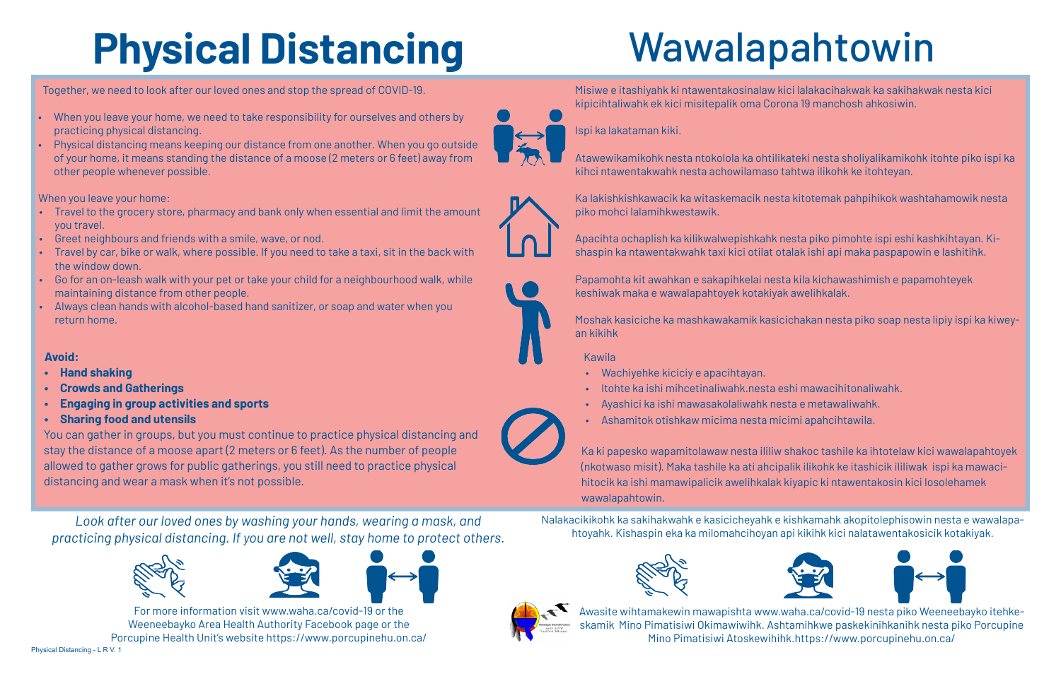# Physical Distancing

Together, we need to look after our loved ones and stop the spread of COVID-19.

- When you leave your home, we need to take responsibility for ourselves and others by practicing physical distancing.
- Physical distancing means keeping our distance from one another. When you go outside of your home, it means standing the distance of a moose (2 meters or 6 feet) away from other people whenever possible.

When you leave your home:

- Travel to the grocery store, pharmacy and bank only when essential and limit the amount you travel.
- Greet neighbours and friends with a smile, wave, or nod.
- Travel by car, bike or walk, where possible. If you need to take a taxi, sit in the back with the window down.
- Go for an on-leash walk with your pet or take your child for a neighbourhood walk, while maintaining distance from other people.
- Always clean hands with alcohol-based hand sanitizer, or soap and water when you return home.

**Avoid:**

- **Hand shaking**
- **Crowds and Gatherings**
- **Engaging in group activities and sports**
- **Sharing food and utensils**

You can gather in groups, but you must continue to practice physical distancing and stay the distance of a moose apart (2 meters or 6 feet). As the number of people allowed to gather grows for public gatherings, you still need to practice physical distancing and wear a mask when it's not possible.

*Look after our loved ones by washing your hands, wearing a mask, and practicing physical distancing. If you are not well, stay home to protect others.*

For more information visit www.waha.ca/covid-19 or the Weeneebayko Area Health Authority Facebook page or the Porcupine Health Unit's website https://www.porcupinehu.on.ca/

# Wawalapahtowin

Misiwe e itashiyahk ki ntawentakosinalaw kici lalakacihakwak ka sakihakwak nesta kici kipicihtaliwahk ek kici misitepalik oma Corona 19 manchosh ahkosiwin.

Ispi ka lakataman kiki.

Atawewikamikohk nesta ntokolola ka ohtilikateki nesta sholiyalikamikohk itohte piko ispi ka kihci ntawentakwahk nesta achowilamaso tahtwa ilikohk ke itohteyan.

Ka lakishkishkawacik ka witaskemacik nesta kitotemak pahpihikok washtahamowik nesta piko mohci lalamihkwestawik.

Apacihta ochaplish ka kilikwalwepishkahk nesta piko pimohte ispi eshi kashkihtayan. Kishaspin ka ntawentakwahk taxi kici otilat otalak ishi api maka paspapowin e lashitihk.

Papamohta kit awahkan e sakapihkelai nesta kila kichawashimish e papamohteyek keshiwak maka e wawalapahtoyek kotakiyak awelihkalak.

Moshak kasiciche ka mashkawakamik kasicichakan nesta piko soap nesta lipiy ispi ka kiweyan kikihk

Kawila

- Wachiyehke kiciciy e apacihtayan.
- Itohte ka ishi mihcetinaliwahk.nesta eshi mawacihitonaliwahk.
- Ayashici ka ishi mawasakolaliwahk nesta e metawaliwahk.
- Ashamitok otishkaw micima nesta micimi apahcihtawila.

Ka ki papesko wapamitolawaw nesta ililiw shakoc tashile ka ihtotelaw kici wawalapahtoyek (nkotwaso misit). Maka tashile ka ati ahcipalik ilikohk ke itashicik ililiwak ispi ka mawacihitocik ka ishi mamawipalicik awelihkalak kiyapic ki ntawentakosin kici losolehamek wawalapahtowin.

Nalakacikikohk ka sakihakwahk e kasicicheyahk e kishkamahk akopitolephisowin nesta e wawalapahtoyahk. Kishaspin eka ka milomahcihoyan api kikihk kici nalatawentakosicik kotakiyak.

Awasite wihtamakewin mawapishta www.waha.ca/covid-19 nesta piko Weeneebayko itehkeskamik Mino Pimatisiwi Okimawiwihk. Ashtamihkwe paskekinihkanihk nesta piko Porcupine Mino Pimatisiwi Atoskewihihk.https://www.porcupinehu.on.ca/

Physical Distancing - L R V. 1